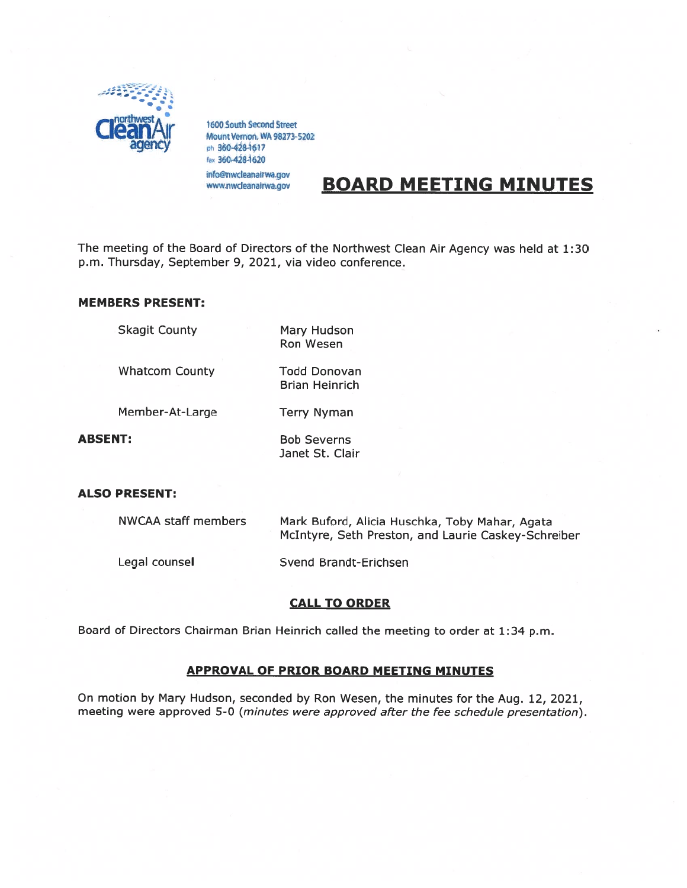northwest Clean Air agency

1600 South Second Street
Mount Vernon, WA 98273-5202
ph 360-428-1617
fax 360-428-1620
info@nwcleanairwa.gov
www.nwcleanairwa.gov

# BOARD MEETING MINUTES

The meeting of the Board of Directors of the Northwest Clean Air Agency was held at 1:30 p.m. Thursday, September 9, 2021, via video conference.

**MEMBERS PRESENT:**

| | |
|---|---|
| Skagit County | Mary Hudson<br>Ron Wesen |
| Whatcom County | Todd Donovan<br>Brian Heinrich |
| Member-At-Large | Terry Nyman |
| **ABSENT:** | Bob Severns<br>Janet St. Clair |

**ALSO PRESENT:**

| | |
|---|---|
| NWCAA staff members | Mark Buford, Alicia Huschka, Toby Mahar, Agata McIntyre, Seth Preston, and Laurie Caskey-Schreiber |
| Legal counsel | Svend Brandt-Erichsen |

## CALL TO ORDER

Board of Directors Chairman Brian Heinrich called the meeting to order at 1:34 p.m.

## APPROVAL OF PRIOR BOARD MEETING MINUTES

On motion by Mary Hudson, seconded by Ron Wesen, the minutes for the Aug. 12, 2021, meeting were approved 5-0 (*minutes were approved after the fee schedule presentation*).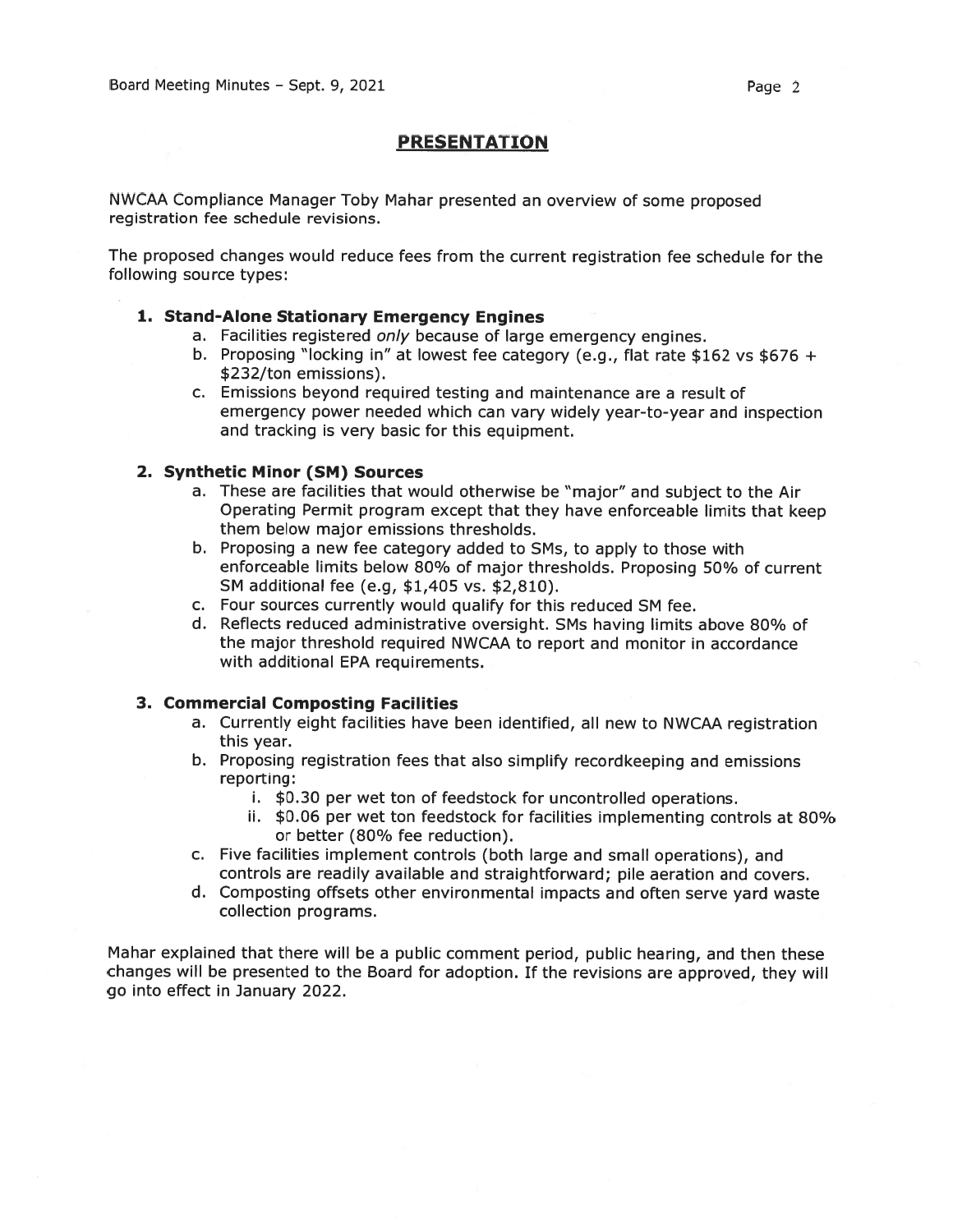## PRESENTATION

NWCAA Compliance Manager Toby Mahar presented an overview of some proposed registration fee schedule revisions.

The proposed changes would reduce fees from the current registration fee schedule for the following source types:

1. **Stand-Alone Stationary Emergency Engines**
   a. Facilities registered *only* because of large emergency engines.
   b. Proposing "locking in" at lowest fee category (e.g., flat rate $162 vs $676 + $232/ton emissions).
   c. Emissions beyond required testing and maintenance are a result of emergency power needed which can vary widely year-to-year and inspection and tracking is very basic for this equipment.

2. **Synthetic Minor (SM) Sources**
   a. These are facilities that would otherwise be "major" and subject to the Air Operating Permit program except that they have enforceable limits that keep them below major emissions thresholds.
   b. Proposing a new fee category added to SMs, to apply to those with enforceable limits below 80% of major thresholds. Proposing 50% of current SM additional fee (e.g, $1,405 vs. $2,810).
   c. Four sources currently would qualify for this reduced SM fee.
   d. Reflects reduced administrative oversight. SMs having limits above 80% of the major threshold required NWCAA to report and monitor in accordance with additional EPA requirements.

3. **Commercial Composting Facilities**
   a. Currently eight facilities have been identified, all new to NWCAA registration this year.
   b. Proposing registration fees that also simplify recordkeeping and emissions reporting:
      i. $0.30 per wet ton of feedstock for uncontrolled operations.
      ii. $0.06 per wet ton feedstock for facilities implementing controls at 80% or better (80% fee reduction).
   c. Five facilities implement controls (both large and small operations), and controls are readily available and straightforward; pile aeration and covers.
   d. Composting offsets other environmental impacts and often serve yard waste collection programs.

Mahar explained that there will be a public comment period, public hearing, and then these changes will be presented to the Board for adoption. If the revisions are approved, they will go into effect in January 2022.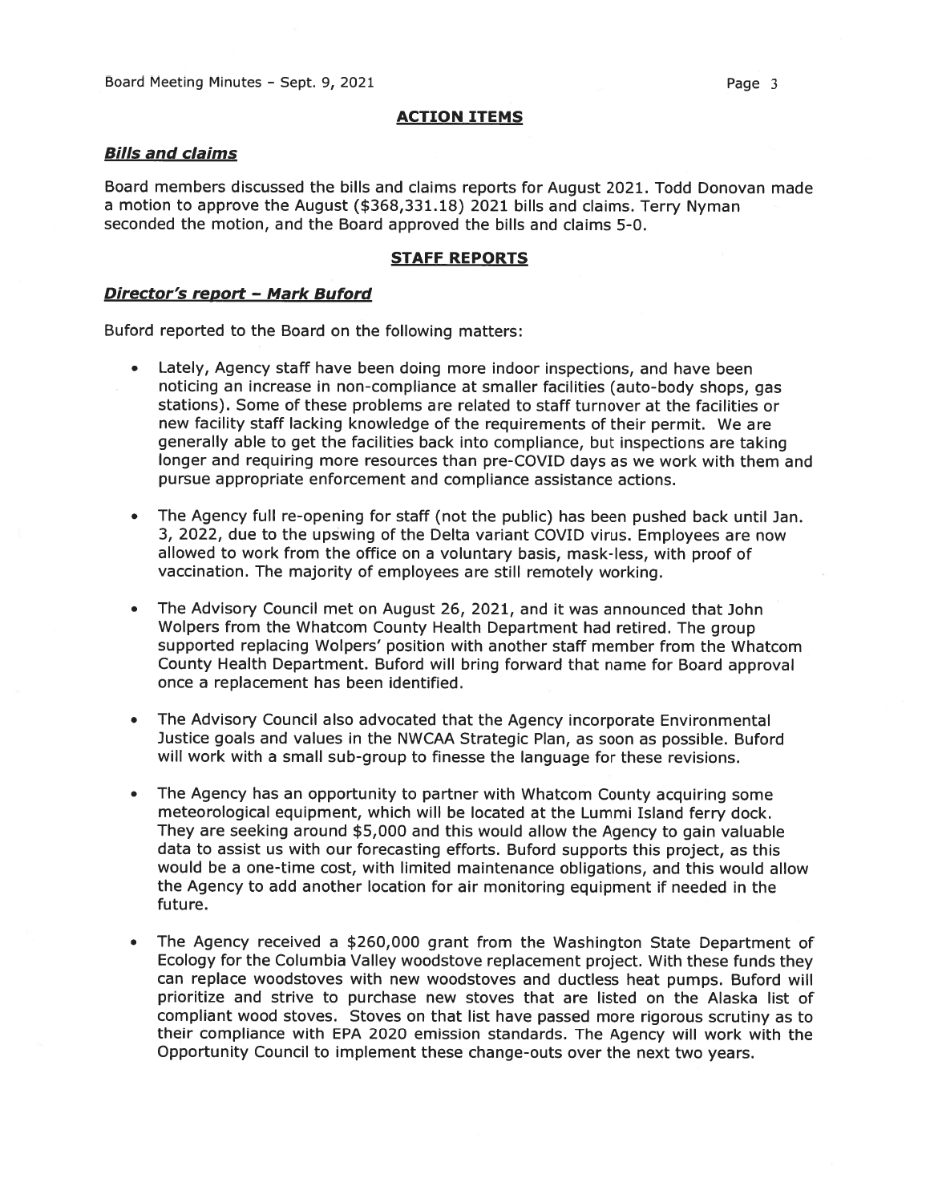## ACTION ITEMS

### ***Bills and claims***

Board members discussed the bills and claims reports for August 2021. Todd Donovan made a motion to approve the August ($368,331.18) 2021 bills and claims. Terry Nyman seconded the motion, and the Board approved the bills and claims 5-0.

## STAFF REPORTS

### ***Director's report – Mark Buford***

Buford reported to the Board on the following matters:

- Lately, Agency staff have been doing more indoor inspections, and have been noticing an increase in non-compliance at smaller facilities (auto-body shops, gas stations). Some of these problems are related to staff turnover at the facilities or new facility staff lacking knowledge of the requirements of their permit. We are generally able to get the facilities back into compliance, but inspections are taking longer and requiring more resources than pre-COVID days as we work with them and pursue appropriate enforcement and compliance assistance actions.

- The Agency full re-opening for staff (not the public) has been pushed back until Jan. 3, 2022, due to the upswing of the Delta variant COVID virus. Employees are now allowed to work from the office on a voluntary basis, mask-less, with proof of vaccination. The majority of employees are still remotely working.

- The Advisory Council met on August 26, 2021, and it was announced that John Wolpers from the Whatcom County Health Department had retired. The group supported replacing Wolpers' position with another staff member from the Whatcom County Health Department. Buford will bring forward that name for Board approval once a replacement has been identified.

- The Advisory Council also advocated that the Agency incorporate Environmental Justice goals and values in the NWCAA Strategic Plan, as soon as possible. Buford will work with a small sub-group to finesse the language for these revisions.

- The Agency has an opportunity to partner with Whatcom County acquiring some meteorological equipment, which will be located at the Lummi Island ferry dock. They are seeking around $5,000 and this would allow the Agency to gain valuable data to assist us with our forecasting efforts. Buford supports this project, as this would be a one-time cost, with limited maintenance obligations, and this would allow the Agency to add another location for air monitoring equipment if needed in the future.

- The Agency received a $260,000 grant from the Washington State Department of Ecology for the Columbia Valley woodstove replacement project. With these funds they can replace woodstoves with new woodstoves and ductless heat pumps. Buford will prioritize and strive to purchase new stoves that are listed on the Alaska list of compliant wood stoves. Stoves on that list have passed more rigorous scrutiny as to their compliance with EPA 2020 emission standards. The Agency will work with the Opportunity Council to implement these change-outs over the next two years.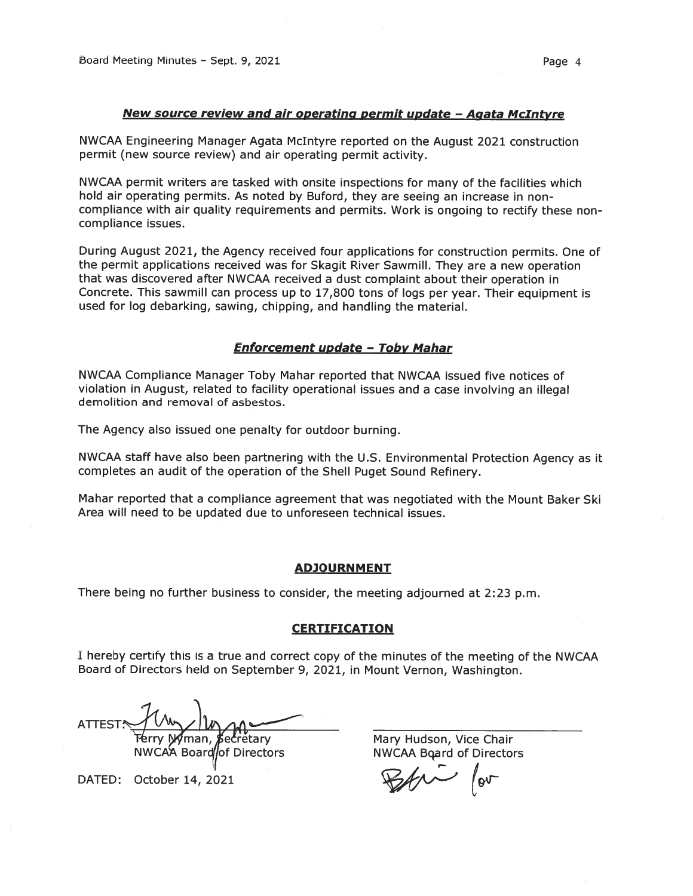### ***New source review and air operating permit update – Agata McIntyre***

NWCAA Engineering Manager Agata McIntyre reported on the August 2021 construction permit (new source review) and air operating permit activity.

NWCAA permit writers are tasked with onsite inspections for many of the facilities which hold air operating permits. As noted by Buford, they are seeing an increase in non-compliance with air quality requirements and permits. Work is ongoing to rectify these non-compliance issues.

During August 2021, the Agency received four applications for construction permits. One of the permit applications received was for Skagit River Sawmill. They are a new operation that was discovered after NWCAA received a dust complaint about their operation in Concrete. This sawmill can process up to 17,800 tons of logs per year. Their equipment is used for log debarking, sawing, chipping, and handling the material.

### ***Enforcement update – Toby Mahar***

NWCAA Compliance Manager Toby Mahar reported that NWCAA issued five notices of violation in August, related to facility operational issues and a case involving an illegal demolition and removal of asbestos.

The Agency also issued one penalty for outdoor burning.

NWCAA staff have also been partnering with the U.S. Environmental Protection Agency as it completes an audit of the operation of the Shell Puget Sound Refinery.

Mahar reported that a compliance agreement that was negotiated with the Mount Baker Ski Area will need to be updated due to unforeseen technical issues.

## **ADJOURNMENT**

There being no further business to consider, the meeting adjourned at 2:23 p.m.

## **CERTIFICATION**

I hereby certify this is a true and correct copy of the minutes of the meeting of the NWCAA Board of Directors held on September 9, 2021, in Mount Vernon, Washington.

ATTEST: Terry Nyman, Secretary
NWCAA Board of Directors

DATED: October 14, 2021

Mary Hudson, Vice Chair
NWCAA Board of Directors

for